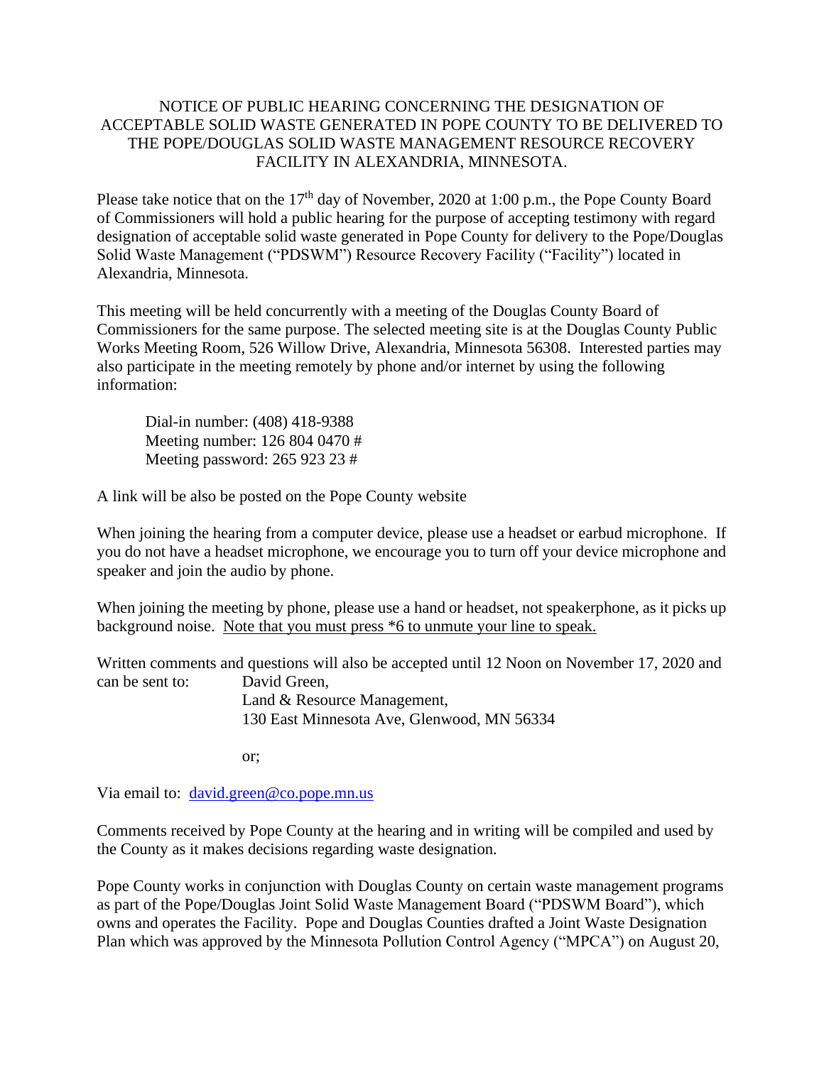# NOTICE OF PUBLIC HEARING CONCERNING THE DESIGNATION OF ACCEPTABLE SOLID WASTE GENERATED IN POPE COUNTY TO BE DELIVERED TO THE POPE/DOUGLAS SOLID WASTE MANAGEMENT RESOURCE RECOVERY FACILITY IN ALEXANDRIA, MINNESOTA.

Please take notice that on the 17th day of November, 2020 at 1:00 p.m., the Pope County Board of Commissioners will hold a public hearing for the purpose of accepting testimony with regard designation of acceptable solid waste generated in Pope County for delivery to the Pope/Douglas Solid Waste Management ("PDSWM") Resource Recovery Facility ("Facility") located in Alexandria, Minnesota.

This meeting will be held concurrently with a meeting of the Douglas County Board of Commissioners for the same purpose. The selected meeting site is at the Douglas County Public Works Meeting Room, 526 Willow Drive, Alexandria, Minnesota 56308. Interested parties may also participate in the meeting remotely by phone and/or internet by using the following information:

Dial-in number: (408) 418-9388
Meeting number: 126 804 0470 #
Meeting password: 265 923 23 #

A link will be also be posted on the Pope County website

When joining the hearing from a computer device, please use a headset or earbud microphone. If you do not have a headset microphone, we encourage you to turn off your device microphone and speaker and join the audio by phone.

When joining the meeting by phone, please use a hand or headset, not speakerphone, as it picks up background noise. Note that you must press *6 to unmute your line to speak.

Written comments and questions will also be accepted until 12 Noon on November 17, 2020 and can be sent to: David Green,
Land & Resource Management,
130 East Minnesota Ave, Glenwood, MN 56334

or;

Via email to: david.green@co.pope.mn.us

Comments received by Pope County at the hearing and in writing will be compiled and used by the County as it makes decisions regarding waste designation.

Pope County works in conjunction with Douglas County on certain waste management programs as part of the Pope/Douglas Joint Solid Waste Management Board ("PDSWM Board"), which owns and operates the Facility. Pope and Douglas Counties drafted a Joint Waste Designation Plan which was approved by the Minnesota Pollution Control Agency ("MPCA") on August 20,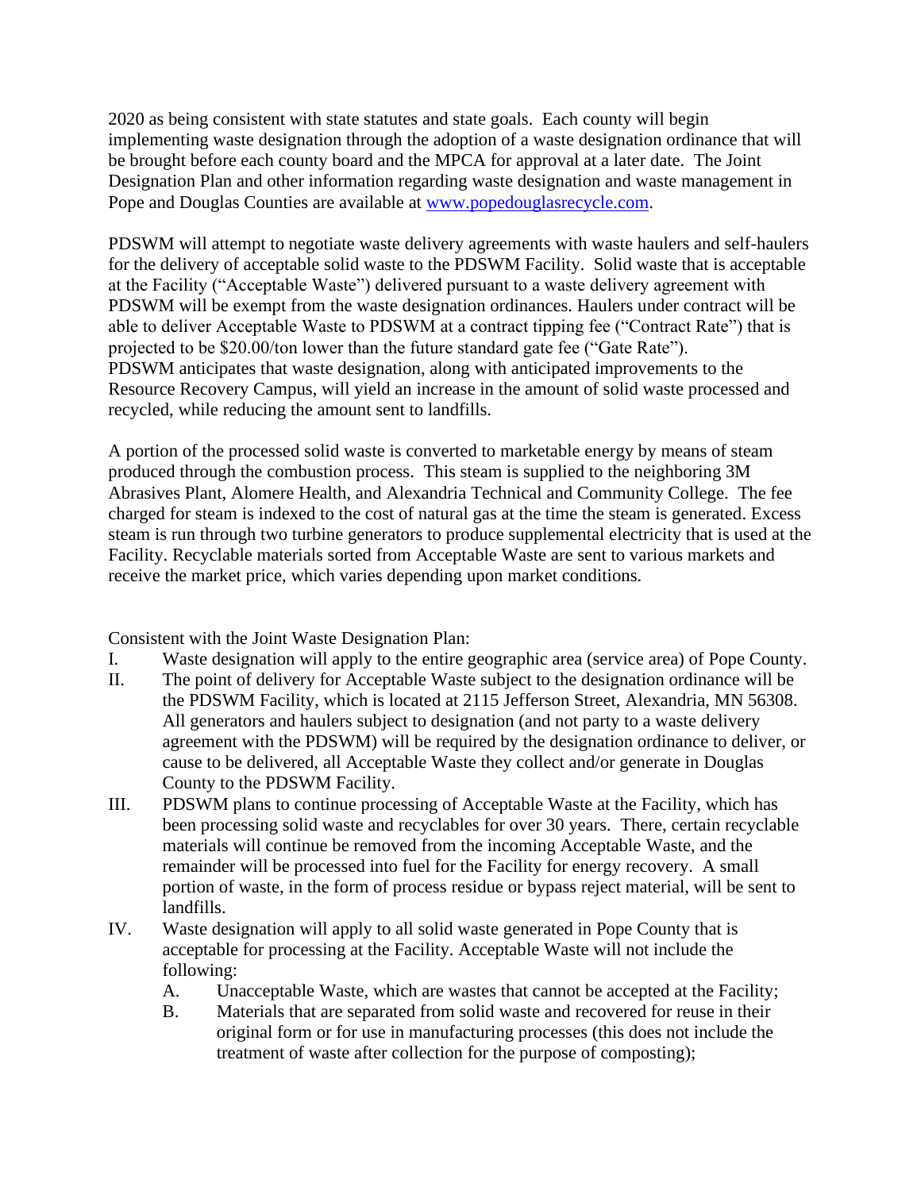2020 as being consistent with state statutes and state goals. Each county will begin implementing waste designation through the adoption of a waste designation ordinance that will be brought before each county board and the MPCA for approval at a later date. The Joint Designation Plan and other information regarding waste designation and waste management in Pope and Douglas Counties are available at www.popedouglasrecycle.com.

PDSWM will attempt to negotiate waste delivery agreements with waste haulers and self-haulers for the delivery of acceptable solid waste to the PDSWM Facility. Solid waste that is acceptable at the Facility ("Acceptable Waste") delivered pursuant to a waste delivery agreement with PDSWM will be exempt from the waste designation ordinances. Haulers under contract will be able to deliver Acceptable Waste to PDSWM at a contract tipping fee ("Contract Rate") that is projected to be $20.00/ton lower than the future standard gate fee ("Gate Rate"). PDSWM anticipates that waste designation, along with anticipated improvements to the Resource Recovery Campus, will yield an increase in the amount of solid waste processed and recycled, while reducing the amount sent to landfills.

A portion of the processed solid waste is converted to marketable energy by means of steam produced through the combustion process. This steam is supplied to the neighboring 3M Abrasives Plant, Alomere Health, and Alexandria Technical and Community College. The fee charged for steam is indexed to the cost of natural gas at the time the steam is generated. Excess steam is run through two turbine generators to produce supplemental electricity that is used at the Facility. Recyclable materials sorted from Acceptable Waste are sent to various markets and receive the market price, which varies depending upon market conditions.

Consistent with the Joint Waste Designation Plan:

I. Waste designation will apply to the entire geographic area (service area) of Pope County.
II. The point of delivery for Acceptable Waste subject to the designation ordinance will be the PDSWM Facility, which is located at 2115 Jefferson Street, Alexandria, MN 56308. All generators and haulers subject to designation (and not party to a waste delivery agreement with the PDSWM) will be required by the designation ordinance to deliver, or cause to be delivered, all Acceptable Waste they collect and/or generate in Douglas County to the PDSWM Facility.
III. PDSWM plans to continue processing of Acceptable Waste at the Facility, which has been processing solid waste and recyclables for over 30 years. There, certain recyclable materials will continue be removed from the incoming Acceptable Waste, and the remainder will be processed into fuel for the Facility for energy recovery. A small portion of waste, in the form of process residue or bypass reject material, will be sent to landfills.
IV. Waste designation will apply to all solid waste generated in Pope County that is acceptable for processing at the Facility. Acceptable Waste will not include the following:
    A. Unacceptable Waste, which are wastes that cannot be accepted at the Facility;
    B. Materials that are separated from solid waste and recovered for reuse in their original form or for use in manufacturing processes (this does not include the treatment of waste after collection for the purpose of composting);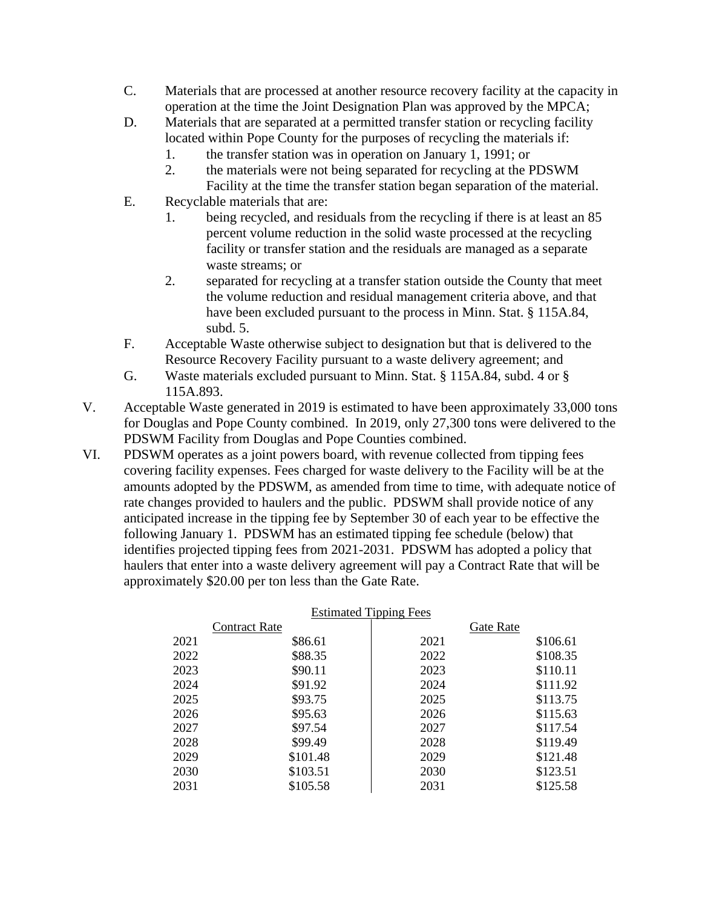C. Materials that are processed at another resource recovery facility at the capacity in operation at the time the Joint Designation Plan was approved by the MPCA;

D. Materials that are separated at a permitted transfer station or recycling facility located within Pope County for the purposes of recycling the materials if:
   1. the transfer station was in operation on January 1, 1991; or
   2. the materials were not being separated for recycling at the PDSWM Facility at the time the transfer station began separation of the material.

E. Recyclable materials that are:
   1. being recycled, and residuals from the recycling if there is at least an 85 percent volume reduction in the solid waste processed at the recycling facility or transfer station and the residuals are managed as a separate waste streams; or
   2. separated for recycling at a transfer station outside the County that meet the volume reduction and residual management criteria above, and that have been excluded pursuant to the process in Minn. Stat. § 115A.84, subd. 5.

F. Acceptable Waste otherwise subject to designation but that is delivered to the Resource Recovery Facility pursuant to a waste delivery agreement; and

G. Waste materials excluded pursuant to Minn. Stat. § 115A.84, subd. 4 or § 115A.893.

V. Acceptable Waste generated in 2019 is estimated to have been approximately 33,000 tons for Douglas and Pope County combined. In 2019, only 27,300 tons were delivered to the PDSWM Facility from Douglas and Pope Counties combined.

VI. PDSWM operates as a joint powers board, with revenue collected from tipping fees covering facility expenses. Fees charged for waste delivery to the Facility will be at the amounts adopted by the PDSWM, as amended from time to time, with adequate notice of rate changes provided to haulers and the public. PDSWM shall provide notice of any anticipated increase in the tipping fee by September 30 of each year to be effective the following January 1. PDSWM has an estimated tipping fee schedule (below) that identifies projected tipping fees from 2021-2031. PDSWM has adopted a policy that haulers that enter into a waste delivery agreement will pay a Contract Rate that will be approximately $20.00 per ton less than the Gate Rate.

Estimated Tipping Fees

| Contract Rate | | Gate Rate | |
|---|---|---|---|
| 2021 | $86.61 | 2021 | $106.61 |
| 2022 | $88.35 | 2022 | $108.35 |
| 2023 | $90.11 | 2023 | $110.11 |
| 2024 | $91.92 | 2024 | $111.92 |
| 2025 | $93.75 | 2025 | $113.75 |
| 2026 | $95.63 | 2026 | $115.63 |
| 2027 | $97.54 | 2027 | $117.54 |
| 2028 | $99.49 | 2028 | $119.49 |
| 2029 | $101.48 | 2029 | $121.48 |
| 2030 | $103.51 | 2030 | $123.51 |
| 2031 | $105.58 | 2031 | $125.58 |